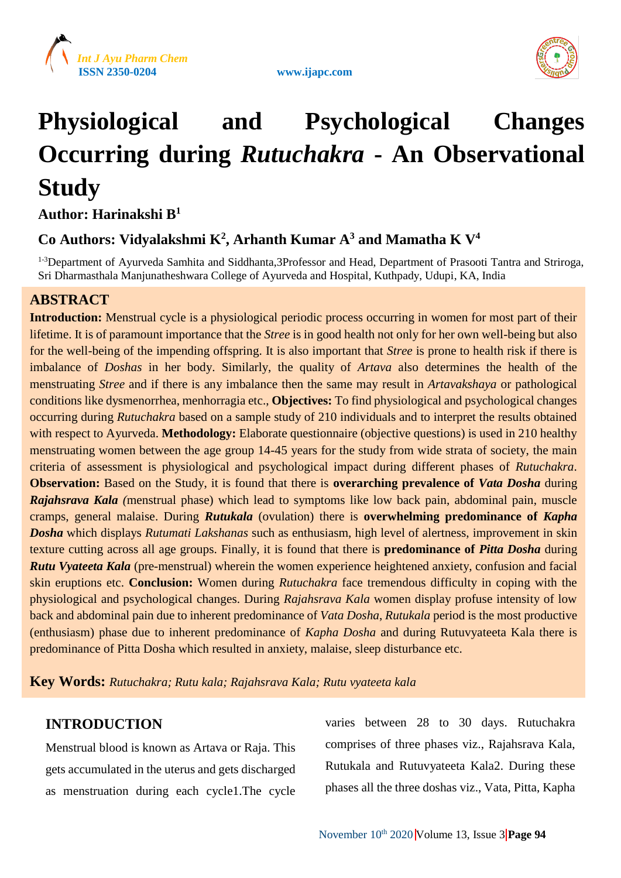# Physiological and Psychological Changes Occurring during *Rutuchakra* - An Observational Study

**Author: Harinakshi B[1]**

**Co Authors: Vidyalakshmi K[2], Arhanth Kumar A[3] and Mamatha K V[4]**

[1-3]Department of Ayurveda Samhita and Siddhanta,3Professor and Head, Department of Prasooti Tantra and Striroga, Sri Dharmasthala Manjunatheshwara College of Ayurveda and Hospital, Kuthpady, Udupi, KA, India

## ABSTRACT

**Introduction:** Menstrual cycle is a physiological periodic process occurring in women for most part of their lifetime. It is of paramount importance that the *Stree* is in good health not only for her own well-being but also for the well-being of the impending offspring. It is also important that *Stree* is prone to health risk if there is imbalance of *Doshas* in her body. Similarly, the quality of *Artava* also determines the health of the menstruating *Stree* and if there is any imbalance then the same may result in *Artavakshaya* or pathological conditions like dysmenorrhea, menhorragia etc., **Objectives:** To find physiological and psychological changes occurring during *Rutuchakra* based on a sample study of 210 individuals and to interpret the results obtained with respect to Ayurveda. **Methodology:** Elaborate questionnaire (objective questions) is used in 210 healthy menstruating women between the age group 14-45 years for the study from wide strata of society, the main criteria of assessment is physiological and psychological impact during different phases of *Rutuchakra*. **Observation:** Based on the Study, it is found that there is **overarching prevalence of *Vata Dosha*** during ***Rajahsrava Kala*** (menstrual phase) which lead to symptoms like low back pain, abdominal pain, muscle cramps, general malaise. During ***Rutukala*** (ovulation) there is **overwhelming predominance of *Kapha Dosha*** which displays *Rutumati Lakshanas* such as enthusiasm, high level of alertness, improvement in skin texture cutting across all age groups. Finally, it is found that there is **predominance of *Pitta Dosha*** during ***Rutu Vyateeta Kala*** (pre-menstrual) wherein the women experience heightened anxiety, confusion and facial skin eruptions etc. **Conclusion:** Women during *Rutuchakra* face tremendous difficulty in coping with the physiological and psychological changes. During *Rajahsrava Kala* women display profuse intensity of low back and abdominal pain due to inherent predominance of *Vata Dosha*, *Rutukala* period is the most productive (enthusiasm) phase due to inherent predominance of *Kapha Dosha* and during Rutuvyateeta Kala there is predominance of Pitta Dosha which resulted in anxiety, malaise, sleep disturbance etc.

**Key Words:** *Rutuchakra; Rutu kala; Rajahsrava Kala; Rutu vyateeta kala*

## INTRODUCTION

Menstrual blood is known as Artava or Raja. This gets accumulated in the uterus and gets discharged as menstruation during each cycle1.The cycle varies between 28 to 30 days. Rutuchakra comprises of three phases viz., Rajahsrava Kala, Rutukala and Rutuvyateeta Kala2. During these phases all the three doshas viz., Vata, Pitta, Kapha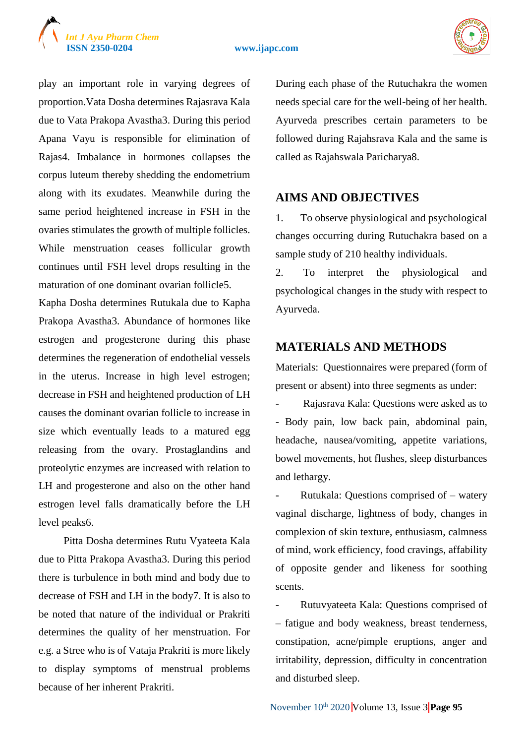play an important role in varying degrees of proportion.Vata Dosha determines Rajasrava Kala due to Vata Prakopa Avastha3. During this period Apana Vayu is responsible for elimination of Rajas4. Imbalance in hormones collapses the corpus luteum thereby shedding the endometrium along with its exudates. Meanwhile during the same period heightened increase in FSH in the ovaries stimulates the growth of multiple follicles. While menstruation ceases follicular growth continues until FSH level drops resulting in the maturation of one dominant ovarian follicle5.

Kapha Dosha determines Rutukala due to Kapha Prakopa Avastha3. Abundance of hormones like estrogen and progesterone during this phase determines the regeneration of endothelial vessels in the uterus. Increase in high level estrogen; decrease in FSH and heightened production of LH causes the dominant ovarian follicle to increase in size which eventually leads to a matured egg releasing from the ovary. Prostaglandins and proteolytic enzymes are increased with relation to LH and progesterone and also on the other hand estrogen level falls dramatically before the LH level peaks6.

Pitta Dosha determines Rutu Vyateeta Kala due to Pitta Prakopa Avastha3. During this period there is turbulence in both mind and body due to decrease of FSH and LH in the body7. It is also to be noted that nature of the individual or Prakriti determines the quality of her menstruation. For e.g. a Stree who is of Vataja Prakriti is more likely to display symptoms of menstrual problems because of her inherent Prakriti.

During each phase of the Rutuchakra the women needs special care for the well-being of her health. Ayurveda prescribes certain parameters to be followed during Rajahsrava Kala and the same is called as Rajahswala Paricharya8.

## AIMS AND OBJECTIVES

1. To observe physiological and psychological changes occurring during Rutuchakra based on a sample study of 210 healthy individuals.
2. To interpret the physiological and psychological changes in the study with respect to Ayurveda.

## MATERIALS AND METHODS

Materials: Questionnaires were prepared (form of present or absent) into three segments as under:

- Rajasrava Kala: Questions were asked as to - Body pain, low back pain, abdominal pain, headache, nausea/vomiting, appetite variations, bowel movements, hot flushes, sleep disturbances and lethargy.
- Rutukala: Questions comprised of – watery vaginal discharge, lightness of body, changes in complexion of skin texture, enthusiasm, calmness of mind, work efficiency, food cravings, affability of opposite gender and likeness for soothing scents.
- Rutuvyateeta Kala: Questions comprised of – fatigue and body weakness, breast tenderness, constipation, acne/pimple eruptions, anger and irritability, depression, difficulty in concentration and disturbed sleep.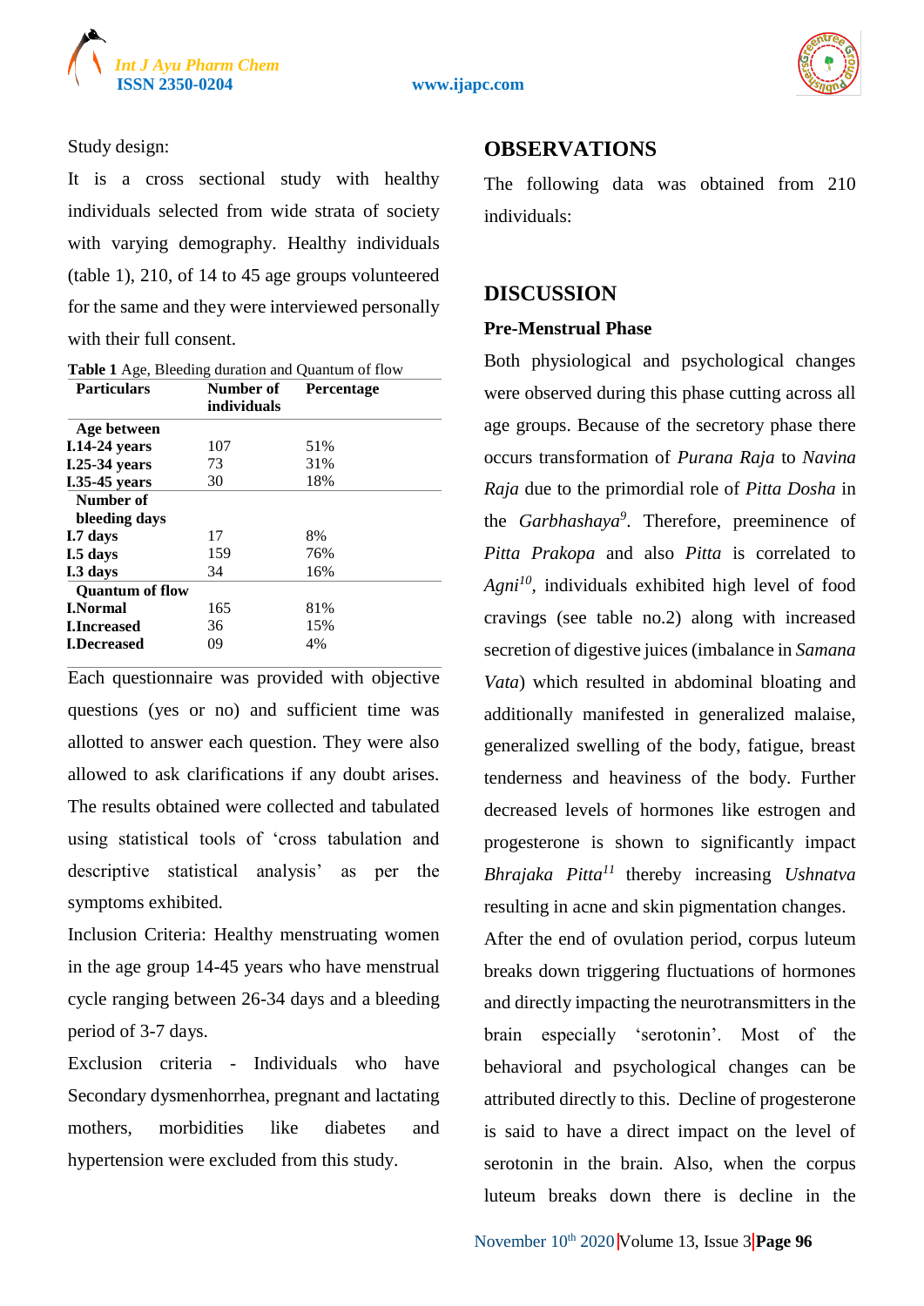Study design:

It is a cross sectional study with healthy individuals selected from wide strata of society with varying demography. Healthy individuals (table 1), 210, of 14 to 45 age groups volunteered for the same and they were interviewed personally with their full consent.

**Table 1** Age, Bleeding duration and Quantum of flow

| Particulars | Number of individuals | Percentage |
|---|---|---|
| **Age between** | | |
| **I.14-24 years** | 107 | 51% |
| **I.25-34 years** | 73 | 31% |
| **I.35-45 years** | 30 | 18% |
| **Number of bleeding days** | | |
| **I.7 days** | 17 | 8% |
| **I.5 days** | 159 | 76% |
| **I.3 days** | 34 | 16% |
| **Quantum of flow** | | |
| **I.Normal** | 165 | 81% |
| **I.Increased** | 36 | 15% |
| **I.Decreased** | 09 | 4% |

Each questionnaire was provided with objective questions (yes or no) and sufficient time was allotted to answer each question. They were also allowed to ask clarifications if any doubt arises. The results obtained were collected and tabulated using statistical tools of 'cross tabulation and descriptive statistical analysis' as per the symptoms exhibited.

Inclusion Criteria: Healthy menstruating women in the age group 14-45 years who have menstrual cycle ranging between 26-34 days and a bleeding period of 3-7 days.

Exclusion criteria - Individuals who have Secondary dysmenhorrhea, pregnant and lactating mothers, morbidities like diabetes and hypertension were excluded from this study.

## OBSERVATIONS

The following data was obtained from 210 individuals:

## DISCUSSION

### Pre-Menstrual Phase

Both physiological and psychological changes were observed during this phase cutting across all age groups. Because of the secretory phase there occurs transformation of *Purana Raja* to *Navina Raja* due to the primordial role of *Pitta Dosha* in the *Garbhashaya*[9]. Therefore, preeminence of *Pitta Prakopa* and also *Pitta* is correlated to *Agni*[10], individuals exhibited high level of food cravings (see table no.2) along with increased secretion of digestive juices (imbalance in *Samana Vata*) which resulted in abdominal bloating and additionally manifested in generalized malaise, generalized swelling of the body, fatigue, breast tenderness and heaviness of the body. Further decreased levels of hormones like estrogen and progesterone is shown to significantly impact *Bhrajaka Pitta*[11] thereby increasing *Ushnatva* resulting in acne and skin pigmentation changes.

After the end of ovulation period, corpus luteum breaks down triggering fluctuations of hormones and directly impacting the neurotransmitters in the brain especially 'serotonin'. Most of the behavioral and psychological changes can be attributed directly to this. Decline of progesterone is said to have a direct impact on the level of serotonin in the brain. Also, when the corpus luteum breaks down there is decline in the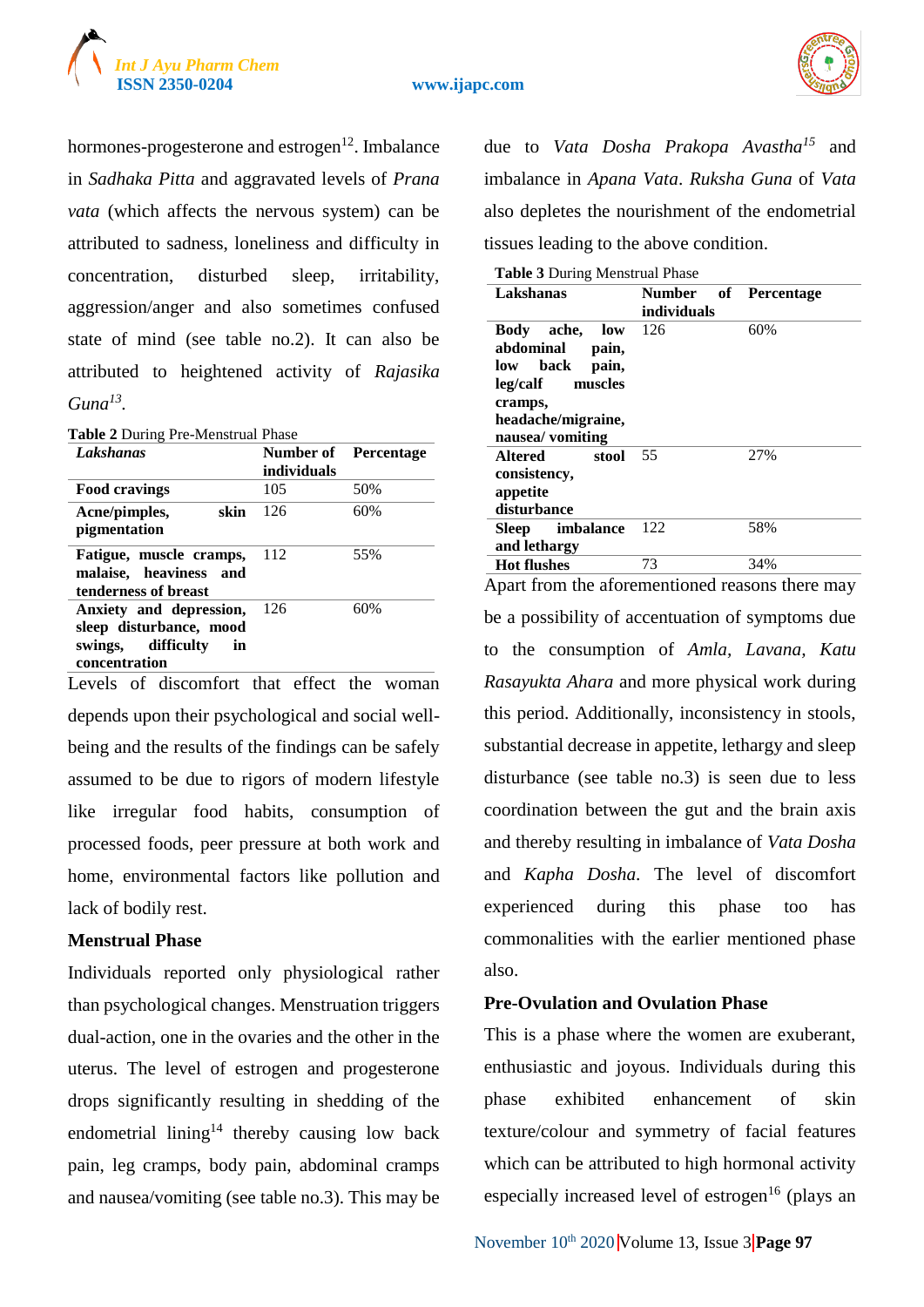hormones-progesterone and estrogen[12]. Imbalance in *Sadhaka Pitta* and aggravated levels of *Prana vata* (which affects the nervous system) can be attributed to sadness, loneliness and difficulty in concentration, disturbed sleep, irritability, aggression/anger and also sometimes confused state of mind (see table no.2). It can also be attributed to heightened activity of *Rajasika Guna*[13].

**Table 2** During Pre-Menstrual Phase

| *Lakshanas* | Number of individuals | Percentage |
|---|---|---|
| **Food cravings** | 105 | 50% |
| **Acne/pimples, skin pigmentation** | 126 | 60% |
| **Fatigue, muscle cramps, malaise, heaviness and tenderness of breast** | 112 | 55% |
| **Anxiety and depression, sleep disturbance, mood swings, difficulty in concentration** | 126 | 60% |

Levels of discomfort that effect the woman depends upon their psychological and social well-being and the results of the findings can be safely assumed to be due to rigors of modern lifestyle like irregular food habits, consumption of processed foods, peer pressure at both work and home, environmental factors like pollution and lack of bodily rest.

### Menstrual Phase

Individuals reported only physiological rather than psychological changes. Menstruation triggers dual-action, one in the ovaries and the other in the uterus. The level of estrogen and progesterone drops significantly resulting in shedding of the endometrial lining[14] thereby causing low back pain, leg cramps, body pain, abdominal cramps and nausea/vomiting (see table no.3). This may be due to *Vata Dosha Prakopa Avastha*[15] and imbalance in *Apana Vata*. *Ruksha Guna* of *Vata* also depletes the nourishment of the endometrial tissues leading to the above condition.

**Table 3** During Menstrual Phase

| Lakshanas | Number of individuals | Percentage |
|---|---|---|
| **Body ache, low abdominal pain, low back pain, leg/calf muscles cramps, headache/migraine, nausea/ vomiting** | 126 | 60% |
| **Altered stool consistency, appetite disturbance** | 55 | 27% |
| **Sleep imbalance and lethargy** | 122 | 58% |
| **Hot flushes** | 73 | 34% |

Apart from the aforementioned reasons there may be a possibility of accentuation of symptoms due to the consumption of *Amla*, *Lavana*, *Katu Rasayukta Ahara* and more physical work during this period. Additionally, inconsistency in stools, substantial decrease in appetite, lethargy and sleep disturbance (see table no.3) is seen due to less coordination between the gut and the brain axis and thereby resulting in imbalance of *Vata Dosha* and *Kapha Dosha*. The level of discomfort experienced during this phase too has commonalities with the earlier mentioned phase also.

### Pre-Ovulation and Ovulation Phase

This is a phase where the women are exuberant, enthusiastic and joyous. Individuals during this phase exhibited enhancement of skin texture/colour and symmetry of facial features which can be attributed to high hormonal activity especially increased level of estrogen[16] (plays an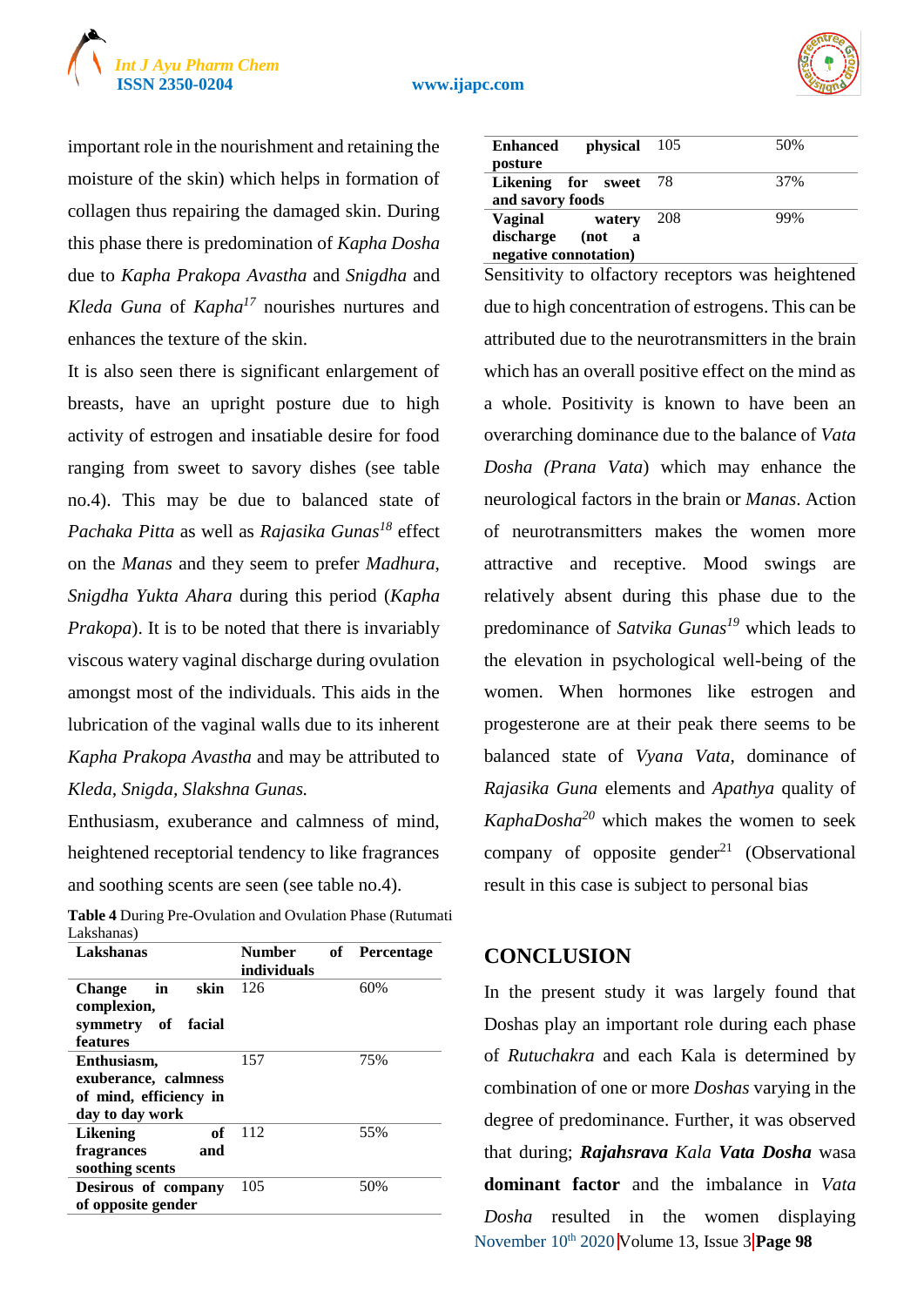important role in the nourishment and retaining the moisture of the skin) which helps in formation of collagen thus repairing the damaged skin. During this phase there is predomination of *Kapha Dosha* due to *Kapha Prakopa Avastha* and *Snigdha* and *Kleda Guna* of *Kapha*[17] nourishes nurtures and enhances the texture of the skin.

It is also seen there is significant enlargement of breasts, have an upright posture due to high activity of estrogen and insatiable desire for food ranging from sweet to savory dishes (see table no.4). This may be due to balanced state of *Pachaka Pitta* as well as *Rajasika Gunas*[18] effect on the *Manas* and they seem to prefer *Madhura, Snigdha Yukta Ahara* during this period (*Kapha Prakopa*). It is to be noted that there is invariably viscous watery vaginal discharge during ovulation amongst most of the individuals. This aids in the lubrication of the vaginal walls due to its inherent *Kapha Prakopa Avastha* and may be attributed to *Kleda, Snigda, Slakshna Gunas.*

Enthusiasm, exuberance and calmness of mind, heightened receptorial tendency to like fragrances and soothing scents are seen (see table no.4).

**Table 4** During Pre-Ovulation and Ovulation Phase (Rutumati Lakshanas)

| Lakshanas | Number of individuals | Percentage |
|---|---|---|
| **Change in skin complexion, symmetry of facial features** | 126 | 60% |
| **Enthusiasm, exuberance, calmness of mind, efficiency in day to day work** | 157 | 75% |
| **Likening of fragrances and soothing scents** | 112 | 55% |
| **Desirous of company of opposite gender** | 105 | 50% |
| **Enhanced physical posture** | 105 | 50% |
| **Likening for sweet and savory foods** | 78 | 37% |
| **Vaginal watery discharge (not a negative connotation)** | 208 | 99% |

Sensitivity to olfactory receptors was heightened due to high concentration of estrogens. This can be attributed due to the neurotransmitters in the brain which has an overall positive effect on the mind as a whole. Positivity is known to have been an overarching dominance due to the balance of *Vata Dosha* (*Prana Vata*) which may enhance the neurological factors in the brain or *Manas*. Action of neurotransmitters makes the women more attractive and receptive. Mood swings are relatively absent during this phase due to the predominance of *Satvika Gunas*[19] which leads to the elevation in psychological well-being of the women. When hormones like estrogen and progesterone are at their peak there seems to be balanced state of *Vyana Vata*, dominance of *Rajasika Guna* elements and *Apathya* quality of *KaphaDosha*[20] which makes the women to seek company of opposite gender[21] (Observational result in this case is subject to personal bias

## CONCLUSION

In the present study it was largely found that Doshas play an important role during each phase of *Rutuchakra* and each Kala is determined by combination of one or more *Doshas* varying in the degree of predominance. Further, it was observed that during; ***Rajahsrava*** *Kala* ***Vata Dosha*** wasa **dominant factor** and the imbalance in *Vata Dosha* resulted in the women displaying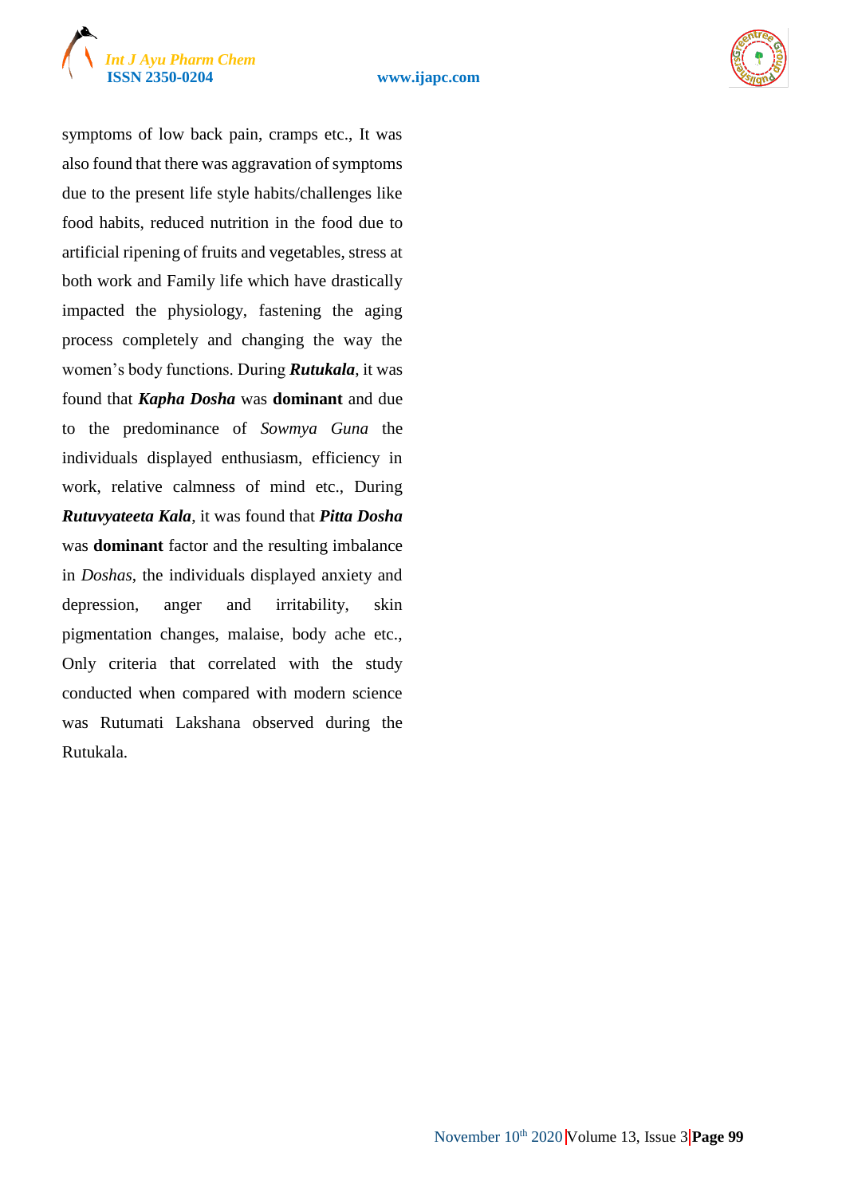symptoms of low back pain, cramps etc., It was also found that there was aggravation of symptoms due to the present life style habits/challenges like food habits, reduced nutrition in the food due to artificial ripening of fruits and vegetables, stress at both work and Family life which have drastically impacted the physiology, fastening the aging process completely and changing the way the women's body functions. During ***Rutukala***, it was found that ***Kapha Dosha*** was **dominant** and due to the predominance of *Sowmya Guna* the individuals displayed enthusiasm, efficiency in work, relative calmness of mind etc., During ***Rutuvyateeta Kala***, it was found that ***Pitta Dosha*** was **dominant** factor and the resulting imbalance in *Doshas*, the individuals displayed anxiety and depression, anger and irritability, skin pigmentation changes, malaise, body ache etc., Only criteria that correlated with the study conducted when compared with modern science was Rutumati Lakshana observed during the Rutukala.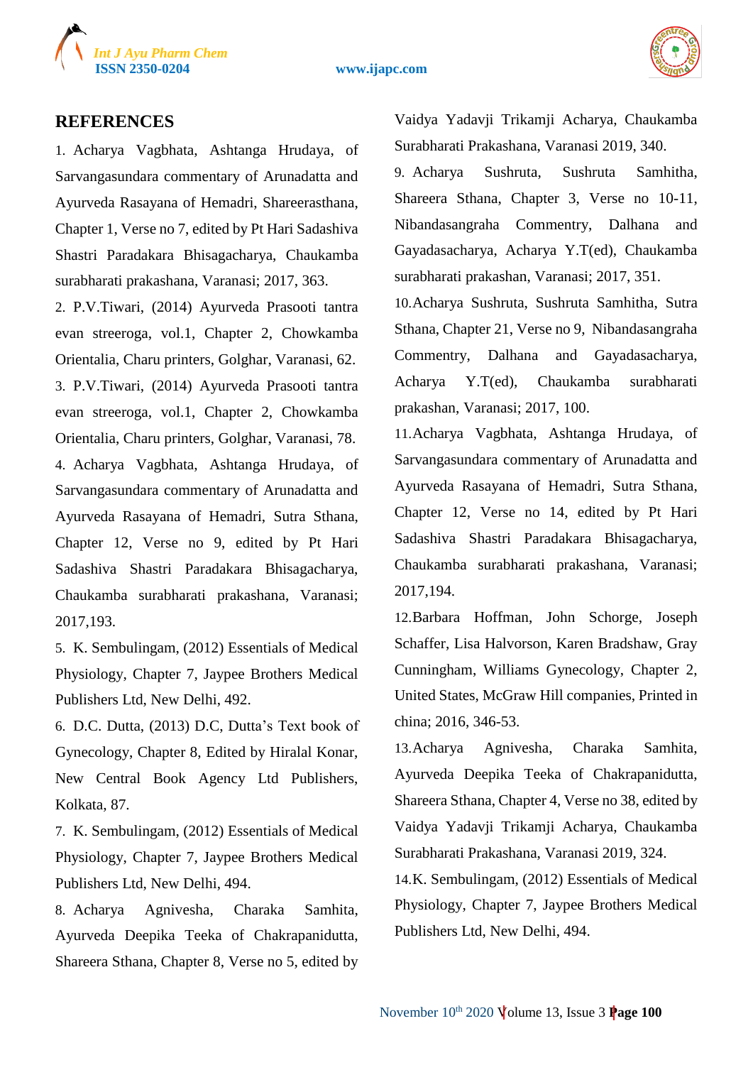## REFERENCES

1. Acharya Vagbhata, Ashtanga Hrudaya, of Sarvangasundara commentary of Arunadatta and Ayurveda Rasayana of Hemadri, Shareerasthana, Chapter 1, Verse no 7, edited by Pt Hari Sadashiva Shastri Paradakara Bhisagacharya, Chaukamba surabharati prakashana, Varanasi; 2017, 363.
2. P.V.Tiwari, (2014) Ayurveda Prasooti tantra evan streeroga, vol.1, Chapter 2, Chowkamba Orientalia, Charu printers, Golghar, Varanasi, 62.
3. P.V.Tiwari, (2014) Ayurveda Prasooti tantra evan streeroga, vol.1, Chapter 2, Chowkamba Orientalia, Charu printers, Golghar, Varanasi, 78.
4. Acharya Vagbhata, Ashtanga Hrudaya, of Sarvangasundara commentary of Arunadatta and Ayurveda Rasayana of Hemadri, Sutra Sthana, Chapter 12, Verse no 9, edited by Pt Hari Sadashiva Shastri Paradakara Bhisagacharya, Chaukamba surabharati prakashana, Varanasi; 2017,193.
5. K. Sembulingam, (2012) Essentials of Medical Physiology, Chapter 7, Jaypee Brothers Medical Publishers Ltd, New Delhi, 492.
6. D.C. Dutta, (2013) D.C, Dutta's Text book of Gynecology, Chapter 8, Edited by Hiralal Konar, New Central Book Agency Ltd Publishers, Kolkata, 87.
7. K. Sembulingam, (2012) Essentials of Medical Physiology, Chapter 7, Jaypee Brothers Medical Publishers Ltd, New Delhi, 494.
8. Acharya Agnivesha, Charaka Samhita, Ayurveda Deepika Teeka of Chakrapanidutta, Shareera Sthana, Chapter 8, Verse no 5, edited by Vaidya Yadavji Trikamji Acharya, Chaukamba Surabharati Prakashana, Varanasi 2019, 340.
9. Acharya Sushruta, Sushruta Samhitha, Shareera Sthana, Chapter 3, Verse no 10-11, Nibandasangraha Commentry, Dalhana and Gayadasacharya, Acharya Y.T(ed), Chaukamba surabharati prakashan, Varanasi; 2017, 351.
10. Acharya Sushruta, Sushruta Samhitha, Sutra Sthana, Chapter 21, Verse no 9, Nibandasangraha Commentry, Dalhana and Gayadasacharya, Acharya Y.T(ed), Chaukamba surabharati prakashan, Varanasi; 2017, 100.
11. Acharya Vagbhata, Ashtanga Hrudaya, of Sarvangasundara commentary of Arunadatta and Ayurveda Rasayana of Hemadri, Sutra Sthana, Chapter 12, Verse no 14, edited by Pt Hari Sadashiva Shastri Paradakara Bhisagacharya, Chaukamba surabharati prakashana, Varanasi; 2017,194.
12. Barbara Hoffman, John Schorge, Joseph Schaffer, Lisa Halvorson, Karen Bradshaw, Gray Cunningham, Williams Gynecology, Chapter 2, United States, McGraw Hill companies, Printed in china; 2016, 346-53.
13. Acharya Agnivesha, Charaka Samhita, Ayurveda Deepika Teeka of Chakrapanidutta, Shareera Sthana, Chapter 4, Verse no 38, edited by Vaidya Yadavji Trikamji Acharya, Chaukamba Surabharati Prakashana, Varanasi 2019, 324.
14. K. Sembulingam, (2012) Essentials of Medical Physiology, Chapter 7, Jaypee Brothers Medical Publishers Ltd, New Delhi, 494.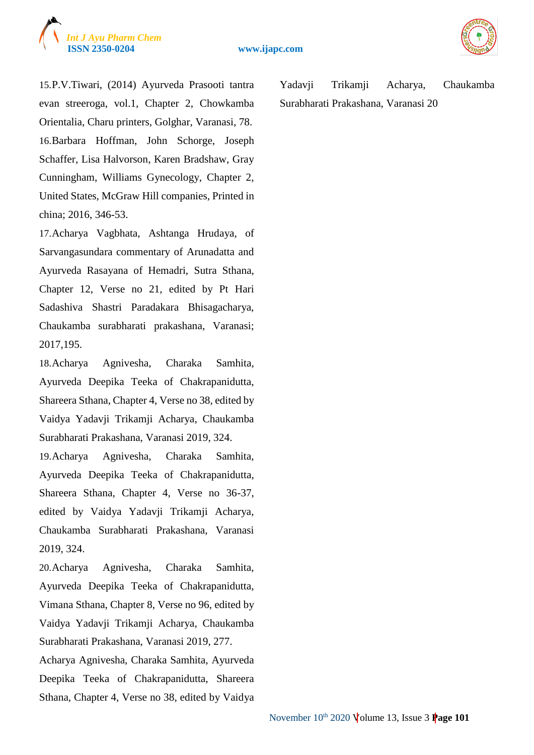15.P.V.Tiwari, (2014) Ayurveda Prasooti tantra evan streeroga, vol.1, Chapter 2, Chowkamba Orientalia, Charu printers, Golghar, Varanasi, 78.

16.Barbara Hoffman, John Schorge, Joseph Schaffer, Lisa Halvorson, Karen Bradshaw, Gray Cunningham, Williams Gynecology, Chapter 2, United States, McGraw Hill companies, Printed in china; 2016, 346-53.

17.Acharya Vagbhata, Ashtanga Hrudaya, of Sarvangasundara commentary of Arunadatta and Ayurveda Rasayana of Hemadri, Sutra Sthana, Chapter 12, Verse no 21, edited by Pt Hari Sadashiva Shastri Paradakara Bhisagacharya, Chaukamba surabharati prakashana, Varanasi; 2017,195.

18.Acharya Agnivesha, Charaka Samhita, Ayurveda Deepika Teeka of Chakrapanidutta, Shareera Sthana, Chapter 4, Verse no 38, edited by Vaidya Yadavji Trikamji Acharya, Chaukamba Surabharati Prakashana, Varanasi 2019, 324.

19.Acharya Agnivesha, Charaka Samhita, Ayurveda Deepika Teeka of Chakrapanidutta, Shareera Sthana, Chapter 4, Verse no 36-37, edited by Vaidya Yadavji Trikamji Acharya, Chaukamba Surabharati Prakashana, Varanasi 2019, 324.

20.Acharya Agnivesha, Charaka Samhita, Ayurveda Deepika Teeka of Chakrapanidutta, Vimana Sthana, Chapter 8, Verse no 96, edited by Vaidya Yadavji Trikamji Acharya, Chaukamba Surabharati Prakashana, Varanasi 2019, 277.

Acharya Agnivesha, Charaka Samhita, Ayurveda Deepika Teeka of Chakrapanidutta, Shareera Sthana, Chapter 4, Verse no 38, edited by Vaidya Yadavji Trikamji Acharya, Chaukamba Surabharati Prakashana, Varanasi 20